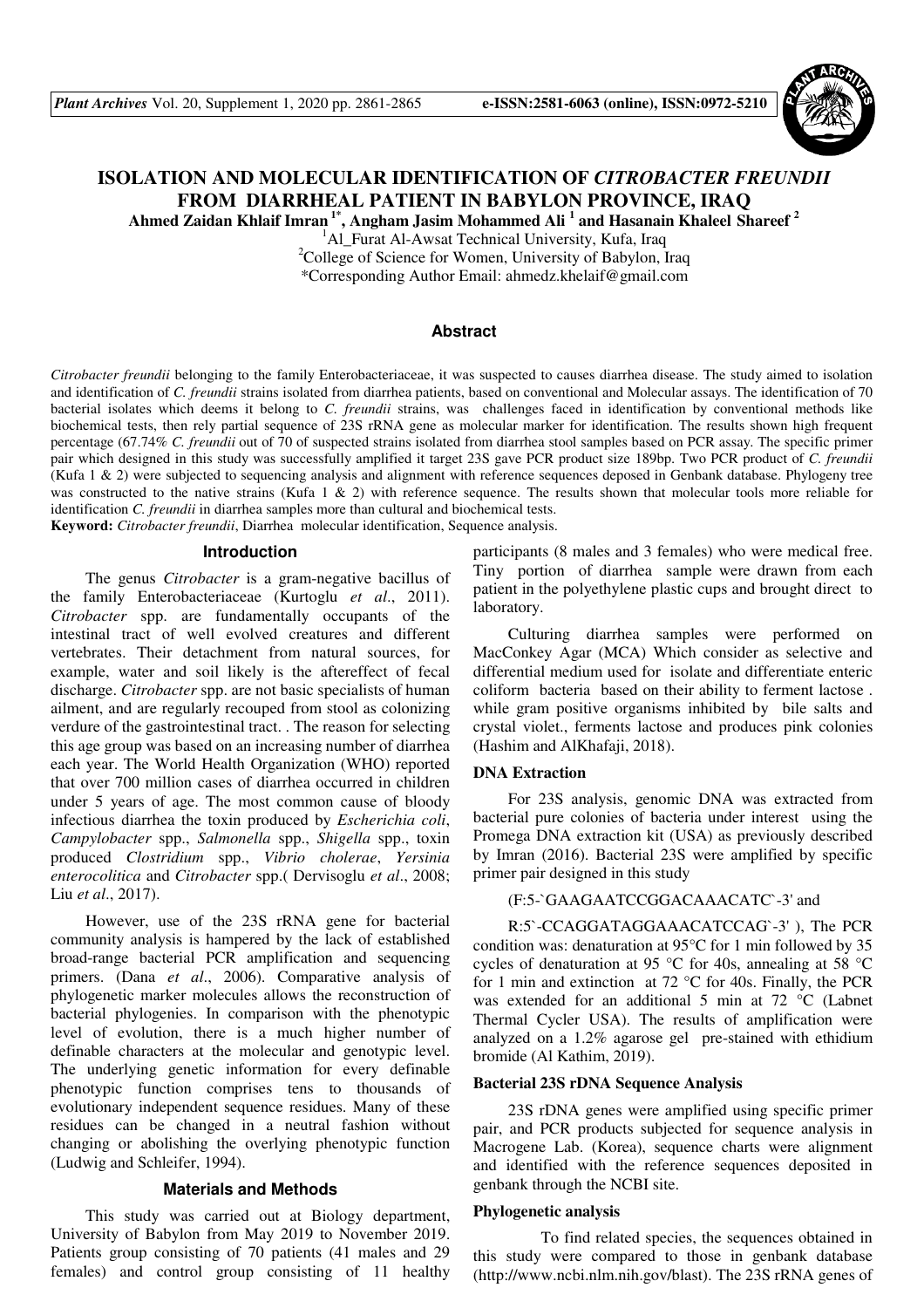# ISOLATION AND MOLECULAR IDENTIFICATION OF *CITROBACTER FREUNDII* FROM DIARRHEAL PATIENT IN BABYLON PROVINCE, IRAQ

**Ahmed Zaidan Khlaif Imran [1*], Angham Jasim Mohammed Ali [1] and Hasanain Khaleel Shareef [2]**

[1]Al_Furat Al-Awsat Technical University, Kufa, Iraq

[2]College of Science for Women, University of Babylon, Iraq

*Corresponding Author Email: ahmedz.khelaif@gmail.com

## Abstract

*Citrobacter freundii* belonging to the family Enterobacteriaceae, it was suspected to causes diarrhea disease. The study aimed to isolation and identification of *C. freundii* strains isolated from diarrhea patients, based on conventional and Molecular assays. The identification of 70 bacterial isolates which deems it belong to *C. freundii* strains, was challenges faced in identification by conventional methods like biochemical tests, then rely partial sequence of 23S rRNA gene as molecular marker for identification. The results shown high frequent percentage (67.74% *C. freundii* out of 70 of suspected strains isolated from diarrhea stool samples based on PCR assay. The specific primer pair which designed in this study was successfully amplified it target 23S gave PCR product size 189bp. Two PCR product of *C. freundii* (Kufa 1 & 2) were subjected to sequencing analysis and alignment with reference sequences deposed in Genbank database. Phylogeny tree was constructed to the native strains (Kufa 1 & 2) with reference sequence. The results shown that molecular tools more reliable for identification *C. freundii* in diarrhea samples more than cultural and biochemical tests.

**Keyword:** *Citrobacter freundii*, Diarrhea molecular identification, Sequence analysis.

## Introduction

The genus *Citrobacter* is a gram-negative bacillus of the family Enterobacteriaceae (Kurtoglu *et al*., 2011). *Citrobacter* spp. are fundamentally occupants of the intestinal tract of well evolved creatures and different vertebrates. Their detachment from natural sources, for example, water and soil likely is the aftereffect of fecal discharge. *Citrobacter* spp. are not basic specialists of human ailment, and are regularly recouped from stool as colonizing verdure of the gastrointestinal tract. . The reason for selecting this age group was based on an increasing number of diarrhea each year. The World Health Organization (WHO) reported that over 700 million cases of diarrhea occurred in children under 5 years of age. The most common cause of bloody infectious diarrhea the toxin produced by *Escherichia coli*, *Campylobacter* spp., *Salmonella* spp., *Shigella* spp., toxin produced *Clostridium* spp., *Vibrio cholerae*, *Yersinia enterocolitica* and *Citrobacter* spp.( Dervisoglu *et al*., 2008; Liu *et al*., 2017).

However, use of the 23S rRNA gene for bacterial community analysis is hampered by the lack of established broad-range bacterial PCR amplification and sequencing primers. (Dana *et al*., 2006). Comparative analysis of phylogenetic marker molecules allows the reconstruction of bacterial phylogenies. In comparison with the phenotypic level of evolution, there is a much higher number of definable characters at the molecular and genotypic level. The underlying genetic information for every definable phenotypic function comprises tens to thousands of evolutionary independent sequence residues. Many of these residues can be changed in a neutral fashion without changing or abolishing the overlying phenotypic function (Ludwig and Schleifer, 1994).

## Materials and Methods

This study was carried out at Biology department, University of Babylon from May 2019 to November 2019. Patients group consisting of 70 patients (41 males and 29 females) and control group consisting of 11 healthy participants (8 males and 3 females) who were medical free. Tiny portion of diarrhea sample were drawn from each patient in the polyethylene plastic cups and brought direct to laboratory.

Culturing diarrhea samples were performed on MacConkey Agar (MCA) Which consider as selective and differential medium used for isolate and differentiate enteric coliform bacteria based on their ability to ferment lactose . while gram positive organisms inhibited by bile salts and crystal violet., ferments lactose and produces pink colonies (Hashim and AlKhafaji, 2018).

### DNA Extraction

For 23S analysis, genomic DNA was extracted from bacterial pure colonies of bacteria under interest using the Promega DNA extraction kit (USA) as previously described by Imran (2016). Bacterial 23S were amplified by specific primer pair designed in this study

(F:5-`GAAGAATCCGGACAAACATC`-3' and

R:5`-CCAGGATAGGAAACATCCAG`-3' ), The PCR condition was: denaturation at 95°C for 1 min followed by 35 cycles of denaturation at 95 °C for 40s, annealing at 58 °C for 1 min and extinction at 72 °C for 40s. Finally, the PCR was extended for an additional 5 min at 72 °C (Labnet Thermal Cycler USA). The results of amplification were analyzed on a 1.2% agarose gel pre-stained with ethidium bromide (Al Kathim, 2019).

### Bacterial 23S rDNA Sequence Analysis

23S rDNA genes were amplified using specific primer pair, and PCR products subjected for sequence analysis in Macrogene Lab. (Korea), sequence charts were alignment and identified with the reference sequences deposited in genbank through the NCBI site.

### Phylogenetic analysis

To find related species, the sequences obtained in this study were compared to those in genbank database (http://www.ncbi.nlm.nih.gov/blast). The 23S rRNA genes of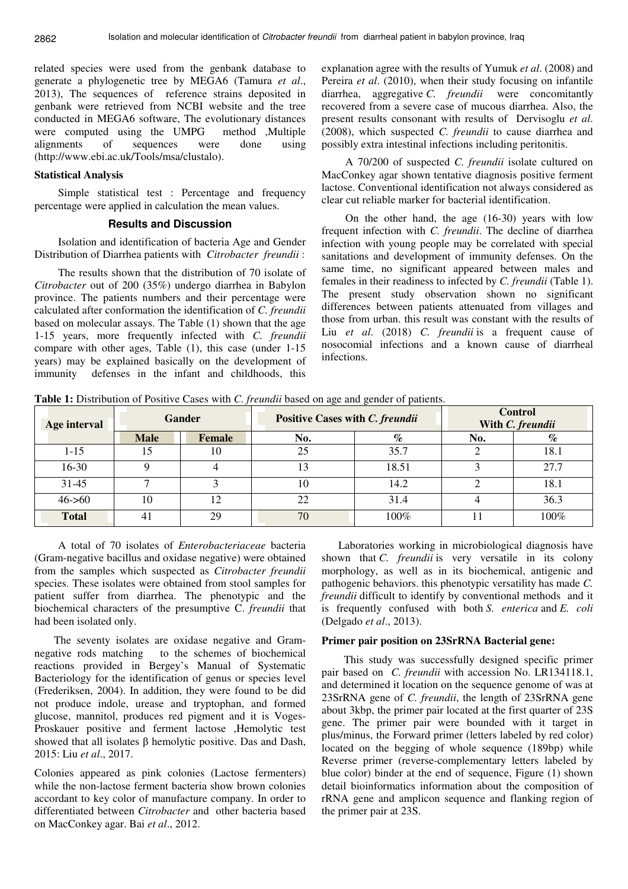related species were used from the genbank database to generate a phylogenetic tree by MEGA6 (Tamura *et al*., 2013), The sequences of reference strains deposited in genbank were retrieved from NCBI website and the tree conducted in MEGA6 software, The evolutionary distances were computed using the UMPG method ,Multiple alignments of sequences were done using (http://www.ebi.ac.uk/Tools/msa/clustalo).

**Statistical Analysis**

Simple statistical test : Percentage and frequency percentage were applied in calculation the mean values.

## Results and Discussion

Isolation and identification of bacteria Age and Gender Distribution of Diarrhea patients with *Citrobacter freundii* :

The results shown that the distribution of 70 isolate of *Citrobacter* out of 200 (35%) undergo diarrhea in Babylon province. The patients numbers and their percentage were calculated after conformation the identification of *C. freundii* based on molecular assays. The Table (1) shown that the age 1-15 years, more frequently infected with *C. freundii* compare with other ages, Table (1), this case (under 1-15 years) may be explained basically on the development of immunity defenses in the infant and childhoods, this explanation agree with the results of Yumuk *et al*. (2008) and Pereira *et al*. (2010), when their study focusing on infantile diarrhea, aggregative *C. freundii* were concomitantly recovered from a severe case of mucous diarrhea. Also, the present results consonant with results of Dervisoglu *et al*. (2008), which suspected *C. freundii* to cause diarrhea and possibly extra intestinal infections including peritonitis.

A 70/200 of suspected *C. freundii* isolate cultured on MacConkey agar shown tentative diagnosis positive ferment lactose. Conventional identification not always considered as clear cut reliable marker for bacterial identification.

On the other hand, the age (16-30) years with low frequent infection with *C. freundii*. The decline of diarrhea infection with young people may be correlated with special sanitations and development of immunity defenses. On the same time, no significant appeared between males and females in their readiness to infected by *C. freundii* (Table 1). The present study observation shown no significant differences between patients attenuated from villages and those from urban. this result was constant with the results of Liu *et al*. (2018) *C. freundii* is a frequent cause of nosocomial infections and a known cause of diarrheal infections.

**Table 1:** Distribution of Positive Cases with *C. freundii* based on age and gender of patients.

| Age interval | Gander | | Positive Cases with *C. freundii* | | Control With *C. freundii* | |
|---|---|---|---|---|---|---|
| | Male | Female | No. | % | No. | % |
| 1-15 | 15 | 10 | 25 | 35.7 | 2 | 18.1 |
| 16-30 | 9 | 4 | 13 | 18.51 | 3 | 27.7 |
| 31-45 | 7 | 3 | 10 | 14.2 | 2 | 18.1 |
| 46->60 | 10 | 12 | 22 | 31.4 | 4 | 36.3 |
| **Total** | 41 | 29 | 70 | 100% | 11 | 100% |

A total of 70 isolates of *Enterobacteriaceae* bacteria (Gram-negative bacillus and oxidase negative) were obtained from the samples which suspected as *Citrobacter freundii* species. These isolates were obtained from stool samples for patient suffer from diarrhea. The phenotypic and the biochemical characters of the presumptive C. *freundii* that had been isolated only.

The seventy isolates are oxidase negative and Gram-negative rods matching to the schemes of biochemical reactions provided in Bergey's Manual of Systematic Bacteriology for the identification of genus or species level (Frederiksen, 2004). In addition, they were found to be did not produce indole, urease and tryptophan, and formed glucose, mannitol, produces red pigment and it is Voges-Proskauer positive and ferment lactose ,Hemolytic test showed that all isolates β hemolytic positive. Das and Dash, 2015: Liu *et al*., 2017.

Colonies appeared as pink colonies (Lactose fermenters) while the non-lactose ferment bacteria show brown colonies accordant to key color of manufacture company. In order to differentiated between *Citrobacter* and other bacteria based on MacConkey agar. Bai *et al*., 2012.

Laboratories working in microbiological diagnosis have shown that *C. freundii* is very versatile in its colony morphology, as well as in its biochemical, antigenic and pathogenic behaviors. this phenotypic versatility has made *C. freundii* difficult to identify by conventional methods and it is frequently confused with both *S. enterica* and *E. coli* (Delgado *et al*., 2013).

**Primer pair position on 23SrRNA Bacterial gene:**

This study was successfully designed specific primer pair based on *C. freundii* with accession No. LR134118.1, and determined it location on the sequence genome of was at 23SrRNA gene of *C. freundii*, the length of 23SrRNA gene about 3kbp, the primer pair located at the first quarter of 23S gene. The primer pair were bounded with it target in plus/minus, the Forward primer (letters labeled by red color) located on the begging of whole sequence (189bp) while Reverse primer (reverse-complementary letters labeled by blue color) binder at the end of sequence, Figure (1) shown detail bioinformatics information about the composition of rRNA gene and amplicon sequence and flanking region of the primer pair at 23S.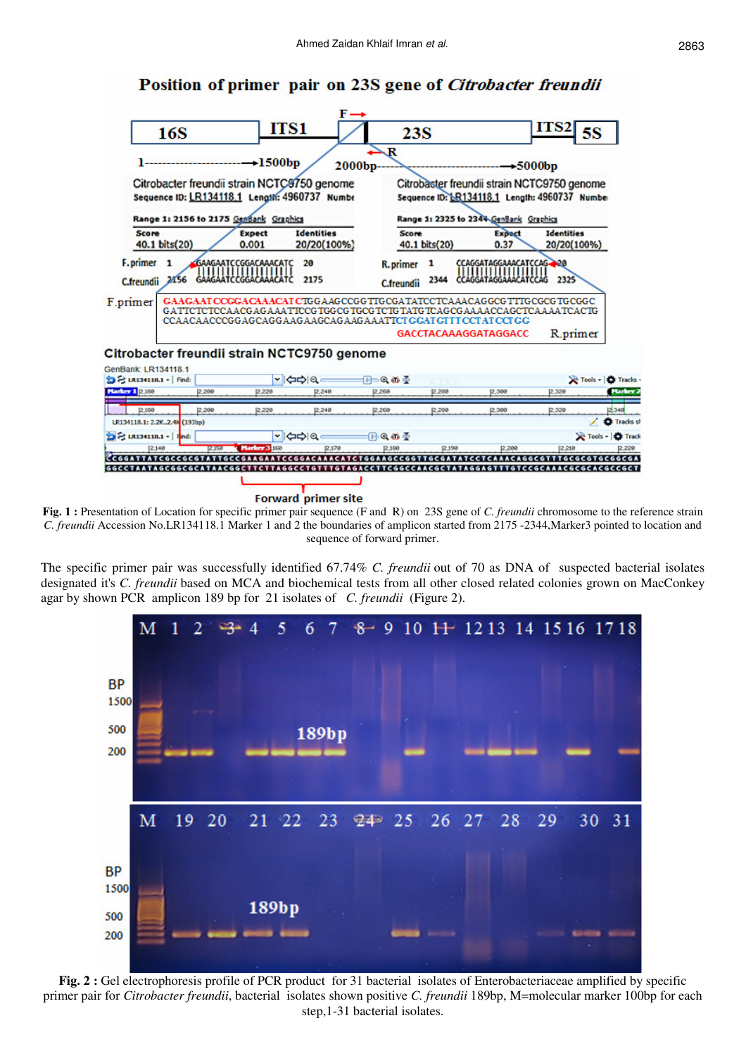**Fig. 1 :** Presentation of Location for specific primer pair sequence (F and R) on 23S gene of *C. freundii* chromosome to the reference strain *C. freundii* Accession No.LR134118.1 Marker 1 and 2 the boundaries of amplicon started from 2175 -2344,Marker3 pointed to location and sequence of forward primer.

The specific primer pair was successfully identified 67.74% *C. freundii* out of 70 as DNA of suspected bacterial isolates designated it's *C. freundii* based on MCA and biochemical tests from all other closed related colonies grown on MacConkey agar by shown PCR amplicon 189 bp for 21 isolates of *C. freundii* (Figure 2).

**Fig. 2 :** Gel electrophoresis profile of PCR product for 31 bacterial isolates of Enterobacteriaceae amplified by specific primer pair for *Citrobacter freundii*, bacterial isolates shown positive *C. freundii* 189bp, M=molecular marker 100bp for each step,1-31 bacterial isolates.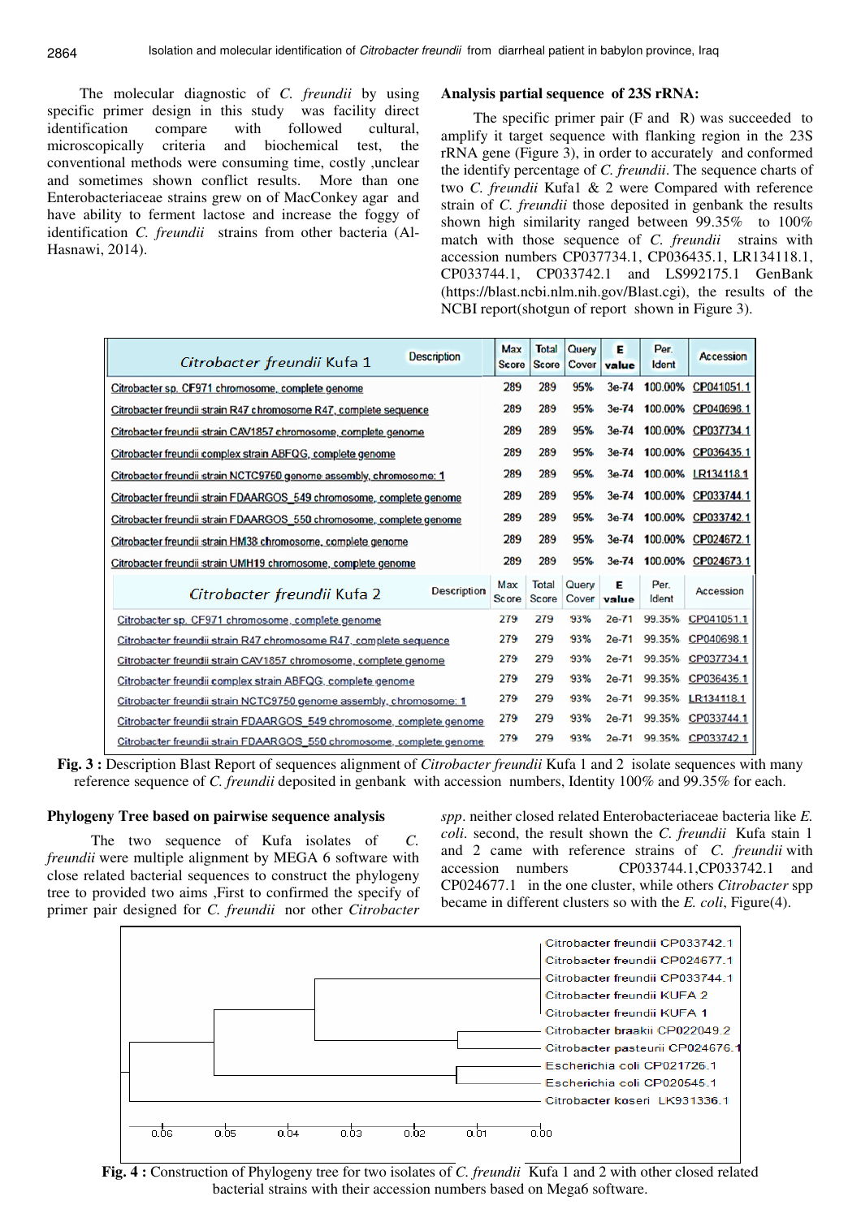The molecular diagnostic of *C. freundii* by using specific primer design in this study was facility direct identification compare with followed cultural, microscopically criteria and biochemical test, the conventional methods were consuming time, costly ,unclear and sometimes shown conflict results. More than one Enterobacteriaceae strains grew on of MacConkey agar and have ability to ferment lactose and increase the foggy of identification *C. freundii* strains from other bacteria (Al-Hasnawi, 2014).

**Analysis partial sequence of 23S rRNA:**

The specific primer pair (F and R) was succeeded to amplify it target sequence with flanking region in the 23S rRNA gene (Figure 3), in order to accurately and conformed the identify percentage of *C. freundii*. The sequence charts of two *C. freundii* Kufa1 & 2 were Compared with reference strain of *C. freundii* those deposited in genbank the results shown high similarity ranged between 99.35% to 100% match with those sequence of *C. freundii* strains with accession numbers CP037734.1, CP036435.1, LR134118.1, CP033744.1, CP033742.1 and LS992175.1 GenBank (https://blast.ncbi.nlm.nih.gov/Blast.cgi), the results of the NCBI report(shotgun of report shown in Figure 3).

| *Citrobacter freundii* Kufa 1 — Description | Max Score | Total Score | Query Cover | E value | Per. Ident | Accession |
|---|---|---|---|---|---|---|
| Citrobacter sp. CF971 chromosome, complete genome | 289 | 289 | 95% | 3e-74 | 100.00% | CP041051.1 |
| Citrobacter freundii strain R47 chromosome R47, complete sequence | 289 | 289 | 95% | 3e-74 | 100.00% | CP040698.1 |
| Citrobacter freundii strain CAV1857 chromosome, complete genome | 289 | 289 | 95% | 3e-74 | 100.00% | CP037734.1 |
| Citrobacter freundii complex strain ABFQG, complete genome | 289 | 289 | 95% | 3e-74 | 100.00% | CP036435.1 |
| Citrobacter freundii strain NCTC9750 genome assembly, chromosome: 1 | 289 | 289 | 95% | 3e-74 | 100.00% | LR134118.1 |
| Citrobacter freundii strain FDAARGOS_549 chromosome, complete genome | 289 | 289 | 95% | 3e-74 | 100.00% | CP033744.1 |
| Citrobacter freundii strain FDAARGOS_550 chromosome, complete genome | 289 | 289 | 95% | 3e-74 | 100.00% | CP033742.1 |
| Citrobacter freundii strain HM38 chromosome, complete genome | 289 | 289 | 95% | 3e-74 | 100.00% | CP024672.1 |
| Citrobacter freundii strain UMH19 chromosome, complete genome | 289 | 289 | 95% | 3e-74 | 100.00% | CP024673.1 |
| ***Citrobacter freundii* Kufa 2 — Description** | **Max Score** | **Total Score** | **Query Cover** | **E value** | **Per. Ident** | **Accession** |
| Citrobacter sp. CF971 chromosome, complete genome | 279 | 279 | 93% | 2e-71 | 99.35% | CP041051.1 |
| Citrobacter freundii strain R47 chromosome R47, complete sequence | 279 | 279 | 93% | 2e-71 | 99.35% | CP040698.1 |
| Citrobacter freundii strain CAV1857 chromosome, complete genome | 279 | 279 | 93% | 2e-71 | 99.35% | CP037734.1 |
| Citrobacter freundii complex strain ABFQG, complete genome | 279 | 279 | 93% | 2e-71 | 99.35% | CP036435.1 |
| Citrobacter freundii strain NCTC9750 genome assembly, chromosome: 1 | 279 | 279 | 93% | 2e-71 | 99.35% | LR134118.1 |
| Citrobacter freundii strain FDAARGOS_549 chromosome, complete genome | 279 | 279 | 93% | 2e-71 | 99.35% | CP033744.1 |
| Citrobacter freundii strain FDAARGOS_550 chromosome, complete genome | 279 | 279 | 93% | 2e-71 | 99.35% | CP033742.1 |

**Fig. 3 :** Description Blast Report of sequences alignment of *Citrobacter freundii* Kufa 1 and 2 isolate sequences with many reference sequence of *C. freundii* deposited in genbank with accession numbers, Identity 100% and 99.35% for each.

**Phylogeny Tree based on pairwise sequence analysis**

The two sequence of Kufa isolates of *C. freundii* were multiple alignment by MEGA 6 software with close related bacterial sequences to construct the phylogeny tree to provided two aims ,First to confirmed the specify of primer pair designed for *C. freundii* nor other *Citrobacter spp*. neither closed related Enterobacteriaceae bacteria like *E. coli*. second, the result shown the *C. freundii* Kufa stain 1 and 2 came with reference strains of *C. freundii* with accession numbers CP033744.1,CP033742.1 and CP024677.1 in the one cluster, while others *Citrobacter* spp became in different clusters so with the *E. coli*, Figure(4).

**Fig. 4 :** Construction of Phylogeny tree for two isolates of *C. freundii* Kufa 1 and 2 with other closed related bacterial strains with their accession numbers based on Mega6 software.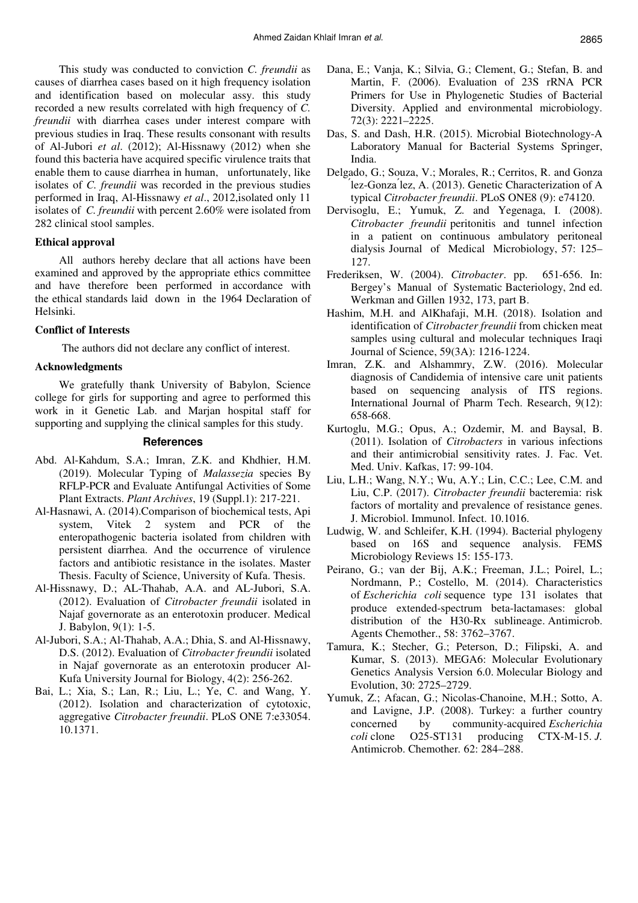This study was conducted to conviction *C. freundii* as causes of diarrhea cases based on it high frequency isolation and identification based on molecular assy. this study recorded a new results correlated with high frequency of *C. freundii* with diarrhea cases under interest compare with previous studies in Iraq. These results consonant with results of Al-Jubori *et al*. (2012); Al-Hissnawy (2012) when she found this bacteria have acquired specific virulence traits that enable them to cause diarrhea in human, unfortunately, like isolates of *C. freundii* was recorded in the previous studies performed in Iraq, Al-Hissnawy *et al*., 2012,isolated only 11 isolates of *C. freundii* with percent 2.60% were isolated from 282 clinical stool samples.

### Ethical approval

All authors hereby declare that all actions have been examined and approved by the appropriate ethics committee and have therefore been performed in accordance with the ethical standards laid down in the 1964 Declaration of Helsinki.

### Conflict of Interests

The authors did not declare any conflict of interest.

### Acknowledgments

We gratefully thank University of Babylon, Science college for girls for supporting and agree to performed this work in it Genetic Lab. and Marjan hospital staff for supporting and supplying the clinical samples for this study.

## References

Abd. Al-Kahdum, S.A.; Imran, Z.K. and Khdhier, H.M. (2019). Molecular Typing of *Malassezia* species By RFLP-PCR and Evaluate Antifungal Activities of Some Plant Extracts. *Plant Archives*, 19 (Suppl.1): 217-221.

Al-Hasnawi, A. (2014).Comparison of biochemical tests, Api system, Vitek 2 system and PCR of the enteropathogenic bacteria isolated from children with persistent diarrhea. And the occurrence of virulence factors and antibiotic resistance in the isolates. Master Thesis. Faculty of Science, University of Kufa. Thesis.

Al-Hissnawy, D.; AL-Thahab, A.A. and AL-Jubori, S.A. (2012). Evaluation of *Citrobacter freundii* isolated in Najaf governorate as an enterotoxin producer. Medical J. Babylon, 9(1): 1-5.

Al-Jubori, S.A.; Al-Thahab, A.A.; Dhia, S. and Al-Hissnawy, D.S. (2012). Evaluation of *Citrobacter freundii* isolated in Najaf governorate as an enterotoxin producer Al-Kufa University Journal for Biology, 4(2): 256-262.

Bai, L.; Xia, S.; Lan, R.; Liu, L.; Ye, C. and Wang, Y. (2012). Isolation and characterization of cytotoxic, aggregative *Citrobacter freundii*. PLoS ONE 7:e33054. 10.1371.

Dana, E.; Vanja, K.; Silvia, G.; Clement, G.; Stefan, B. and Martin, F. (2006). Evaluation of 23S rRNA PCR Primers for Use in Phylogenetic Studies of Bacterial Diversity. Applied and environmental microbiology. 72(3): 2221–2225.

Das, S. and Dash, H.R. (2015). Microbial Biotechnology-A Laboratory Manual for Bacterial Systems Springer, India.

Delgado, G.; Souza, V.; Morales, R.; Cerritos, R. and Gonza ́lez-Gonza ́lez, A. (2013). Genetic Characterization of A typical *Citrobacter freundii*. PLoS ONE8 (9): e74120.

Dervisoglu, E.; Yumuk, Z. and Yegenaga, I. (2008). *Citrobacter freundii* peritonitis and tunnel infection in a patient on continuous ambulatory peritoneal dialysis Journal of Medical Microbiology, 57: 125–127.

Frederiksen, W. (2004). *Citrobacter*. pp. 651-656. In: Bergey's Manual of Systematic Bacteriology, 2nd ed. Werkman and Gillen 1932, 173, part B.

Hashim, M.H. and AlKhafaji, M.H. (2018). Isolation and identification of *Citrobacter freundii* from chicken meat samples using cultural and molecular techniques Iraqi Journal of Science, 59(3A): 1216-1224.

Imran, Z.K. and Alshammry, Z.W. (2016). Molecular diagnosis of Candidemia of intensive care unit patients based on sequencing analysis of ITS regions. International Journal of Pharm Tech. Research, 9(12): 658-668.

Kurtoglu, M.G.; Opus, A.; Ozdemir, M. and Baysal, B. (2011). Isolation of *Citrobacters* in various infections and their antimicrobial sensitivity rates. J. Fac. Vet. Med. Univ. Kafkas, 17: 99-104.

Liu, L.H.; Wang, N.Y.; Wu, A.Y.; Lin, C.C.; Lee, C.M. and Liu, C.P. (2017). *Citrobacter freundii* bacteremia: risk factors of mortality and prevalence of resistance genes. J. Microbiol. Immunol. Infect. 10.1016.

Ludwig, W. and Schleifer, K.H. (1994). Bacterial phylogeny based on 16S and sequence analysis. FEMS Microbiology Reviews 15: 155-173.

Peirano, G.; van der Bij, A.K.; Freeman, J.L.; Poirel, L.; Nordmann, P.; Costello, M. (2014). Characteristics of *Escherichia coli* sequence type 131 isolates that produce extended-spectrum beta-lactamases: global distribution of the H30-Rx sublineage. Antimicrob. Agents Chemother., 58: 3762–3767.

Tamura, K.; Stecher, G.; Peterson, D.; Filipski, A. and Kumar, S. (2013). MEGA6: Molecular Evolutionary Genetics Analysis Version 6.0. Molecular Biology and Evolution, 30: 2725–2729.

Yumuk, Z.; Afacan, G.; Nicolas-Chanoine, M.H.; Sotto, A. and Lavigne, J.P. (2008). Turkey: a further country concerned by community-acquired *Escherichia coli* clone O25-ST131 producing CTX-M-15. *J.* Antimicrob. Chemother. 62: 284–288.